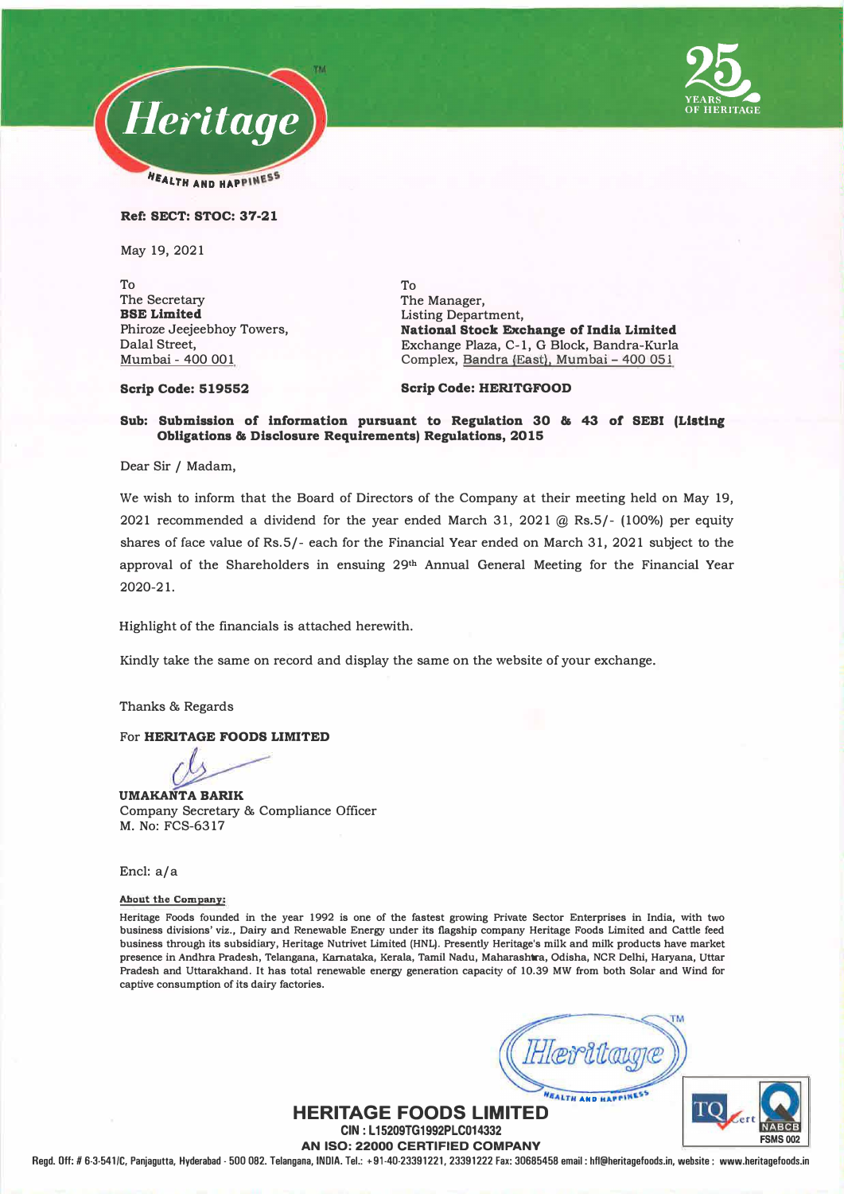Heritage

HEALTH AND HAPPINESS

25 YEARS OF HERITAGE

**Ref: SECT: STOC: 37-21**

May 19, 2021

| To | To |
|---|---|
| The Secretary | The Manager, |
| **BSE Limited** | Listing Department, |
| Phiroze Jeejeebhoy Towers, | **National Stock Exchange of India Limited** |
| Dalal Street, | Exchange Plaza, C-1, G Block, Bandra-Kurla |
| Mumbai - 400 001 | Complex, Bandra (East), Mumbai – 400 051 |

**Scrip Code: 519552** **Scrip Code: HERITGFOOD**

**Sub: Submission of information pursuant to Regulation 30 & 43 of SEBI (Listing Obligations & Disclosure Requirements) Regulations, 2015**

Dear Sir / Madam,

We wish to inform that the Board of Directors of the Company at their meeting held on May 19, 2021 recommended a dividend for the year ended March 31, 2021 @ Rs.5/- (100%) per equity shares of face value of Rs.5/- each for the Financial Year ended on March 31, 2021 subject to the approval of the Shareholders in ensuing 29th Annual General Meeting for the Financial Year 2020-21.

Highlight of the financials is attached herewith.

Kindly take the same on record and display the same on the website of your exchange.

Thanks & Regards

For **HERITAGE FOODS LIMITED**

**UMAKANTA BARIK**
Company Secretary & Compliance Officer
M. No: FCS-6317

Encl: a/a

**About the Company:**

Heritage Foods founded in the year 1992 is one of the fastest growing Private Sector Enterprises in India, with two business divisions' viz., Dairy and Renewable Energy under its flagship company Heritage Foods Limited and Cattle feed business through its subsidiary, Heritage Nutrivet Limited (HNL). Presently Heritage's milk and milk products have market presence in Andhra Pradesh, Telangana, Karnataka, Kerala, Tamil Nadu, Maharashtra, Odisha, NCR Delhi, Haryana, Uttar Pradesh and Uttarakhand. It has total renewable energy generation capacity of 10.39 MW from both Solar and Wind for captive consumption of its dairy factories.

**HERITAGE FOODS LIMITED**
CIN : L15209TG1992PLC014332
AN ISO: 22000 CERTIFIED COMPANY

Regd. Off: # 6-3-541/C, Panjagutta, Hyderabad - 500 082. Telangana, INDIA. Tel.: +91-40-23391221, 23391222 Fax: 30685458 email : hfl@heritagefoods.in, website : www.heritagefoods.in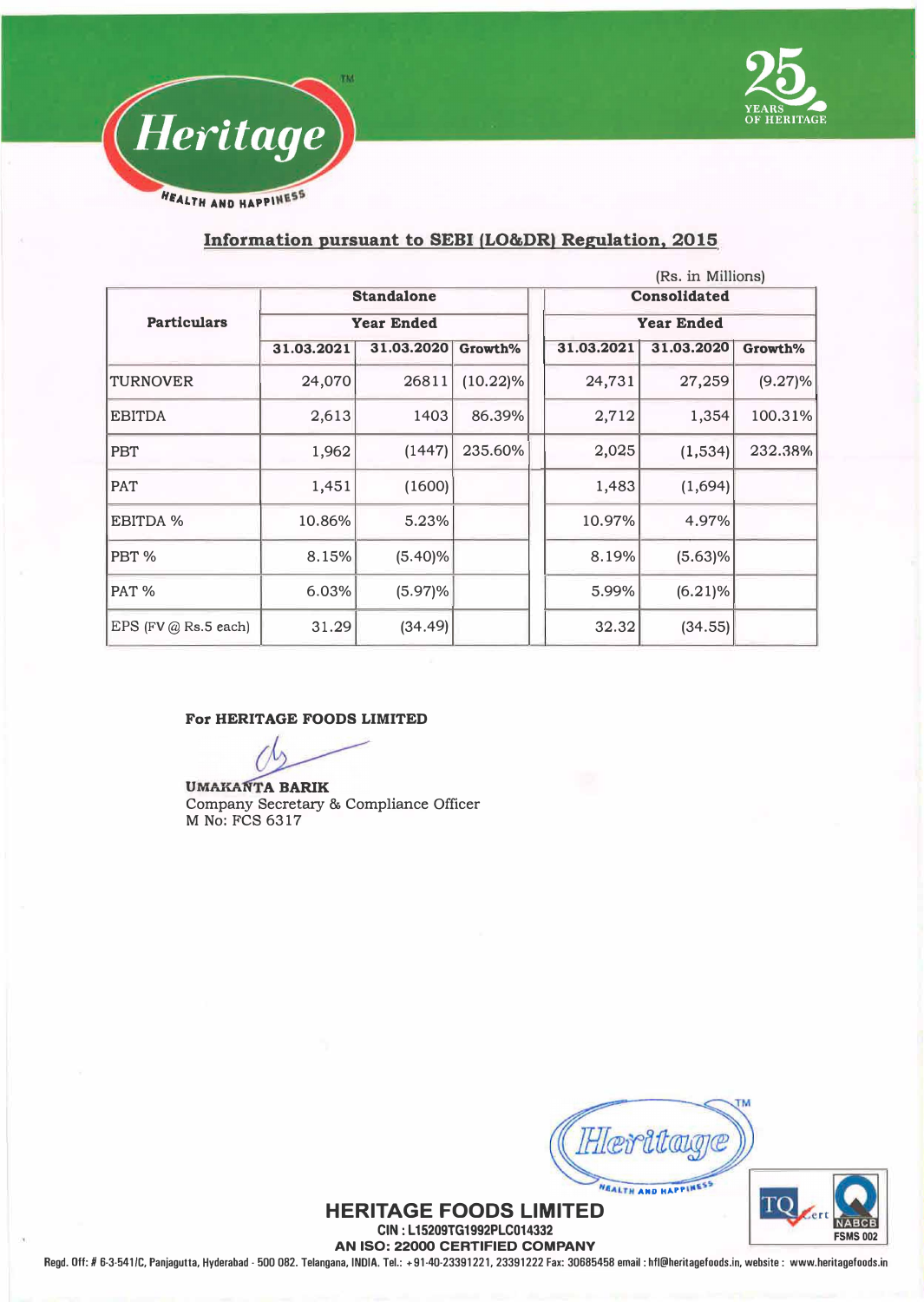## Information pursuant to SEBI (LO&DR) Regulation, 2015

(Rs. in Millions)

| Particulars | Standalone | | | Consolidated | | |
|---|---|---|---|---|---|---|
| | Year Ended | | | Year Ended | | |
| | 31.03.2021 | 31.03.2020 | Growth% | 31.03.2021 | 31.03.2020 | Growth% |
| TURNOVER | 24,070 | 26811 | (10.22)% | 24,731 | 27,259 | (9.27)% |
| EBITDA | 2,613 | 1403 | 86.39% | 2,712 | 1,354 | 100.31% |
| PBT | 1,962 | (1447) | 235.60% | 2,025 | (1,534) | 232.38% |
| PAT | 1,451 | (1600) | | 1,483 | (1,694) | |
| EBITDA % | 10.86% | 5.23% | | 10.97% | 4.97% | |
| PBT % | 8.15% | (5.40)% | | 8.19% | (5.63)% | |
| PAT % | 6.03% | (5.97)% | | 5.99% | (6.21)% | |
| EPS (FV @ Rs.5 each) | 31.29 | (34.49) | | 32.32 | (34.55) | |

**For HERITAGE FOODS LIMITED**

**UMAKANTA BARIK**
Company Secretary & Compliance Officer
M No: FCS 6317

**HERITAGE FOODS LIMITED**
CIN : L15209TG1992PLC014332
AN ISO: 22000 CERTIFIED COMPANY
Regd. Off: # 6-3-541/C, Panjagutta, Hyderabad - 500 082. Telangana, INDIA. Tel.: +91-40-23391221, 23391222 Fax: 30685458 email : hfl@heritagefoods.in, website : www.heritagefoods.in